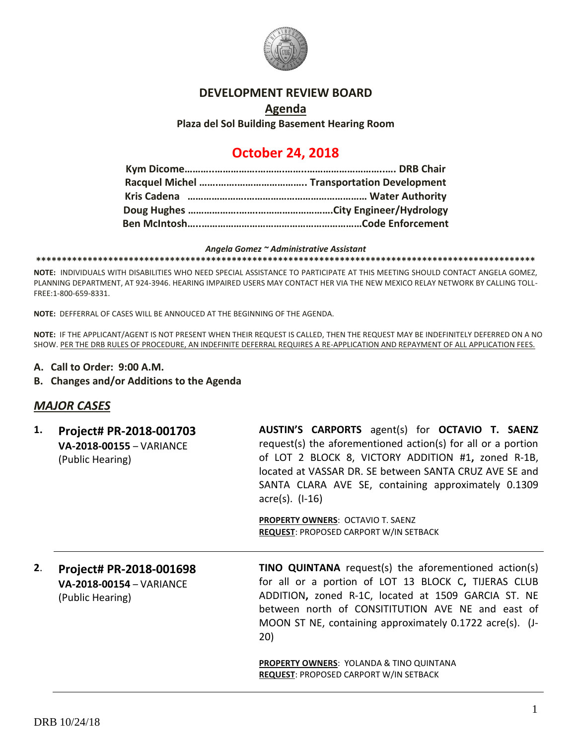# DEVELOPMENT REVIEW BOARD

## Agenda

**Plaza del Sol Building Basement Hearing Room**

## October 24, 2018

**Kym Dicome………………………………………………………………. DRB Chair**
**Racquel Michel ………………………………….. Transportation Development**
**Kris Cadena ………………………………………………………… Water Authority**
**Doug Hughes …………………………………………….City Engineer/Hydrology**
**Ben McIntosh…………………………………………………………Code Enforcement**

***Angela Gomez ~ Administrative Assistant***

**\*\*\*\*\*\*\*\*\*\*\*\*\*\*\*\*\*\*\*\*\*\*\*\*\*\*\*\*\*\*\*\*\*\*\*\*\*\*\*\*\*\*\*\*\*\*\*\*\*\*\*\*\*\*\*\*\*\*\*\*\*\*\*\*\*\*\*\*\*\*\*\*\*\*\*\*\*\*\*\*\*\*\*\*\*\*\*\*\*\*\*\*\*\*\*\*\*\*\*\***

**NOTE:** INDIVIDUALS WITH DISABILITIES WHO NEED SPECIAL ASSISTANCE TO PARTICIPATE AT THIS MEETING SHOULD CONTACT ANGELA GOMEZ, PLANNING DEPARTMENT, AT 924-3946. HEARING IMPAIRED USERS MAY CONTACT HER VIA THE NEW MEXICO RELAY NETWORK BY CALLING TOLL-FREE:1-800-659-8331.

**NOTE:** DEFFERRAL OF CASES WILL BE ANNOUCED AT THE BEGINNING OF THE AGENDA.

**NOTE:** IF THE APPLICANT/AGENT IS NOT PRESENT WHEN THEIR REQUEST IS CALLED, THEN THE REQUEST MAY BE INDEFINITELY DEFERRED ON A NO SHOW. PER THE DRB RULES OF PROCEDURE, AN INDEFINITE DEFERRAL REQUIRES A RE-APPLICATION AND REPAYMENT OF ALL APPLICATION FEES.

**A. Call to Order: 9:00 A.M.**

**B. Changes and/or Additions to the Agenda**

## *MAJOR CASES*

**1. Project# PR-2018-001703**
**VA-2018-00155** – VARIANCE
(Public Hearing)

**AUSTIN'S CARPORTS** agent(s) for **OCTAVIO T. SAENZ** request(s) the aforementioned action(s) for all or a portion of LOT 2 BLOCK 8, VICTORY ADDITION #1**,** zoned R-1B, located at VASSAR DR. SE between SANTA CRUZ AVE SE and SANTA CLARA AVE SE, containing approximately 0.1309 acre(s). (I-16)

**PROPERTY OWNERS**: OCTAVIO T. SAENZ
**REQUEST**: PROPOSED CARPORT W/IN SETBACK

---

**2. Project# PR-2018-001698**
**VA-2018-00154** – VARIANCE
(Public Hearing)

**TINO QUINTANA** request(s) the aforementioned action(s) for all or a portion of LOT 13 BLOCK C**,** TIJERAS CLUB ADDITION**,** zoned R-1C, located at 1509 GARCIA ST. NE between north of CONSITITUTION AVE NE and east of MOON ST NE, containing approximately 0.1722 acre(s). (J-20)

**PROPERTY OWNERS**: YOLANDA & TINO QUINTANA
**REQUEST**: PROPOSED CARPORT W/IN SETBACK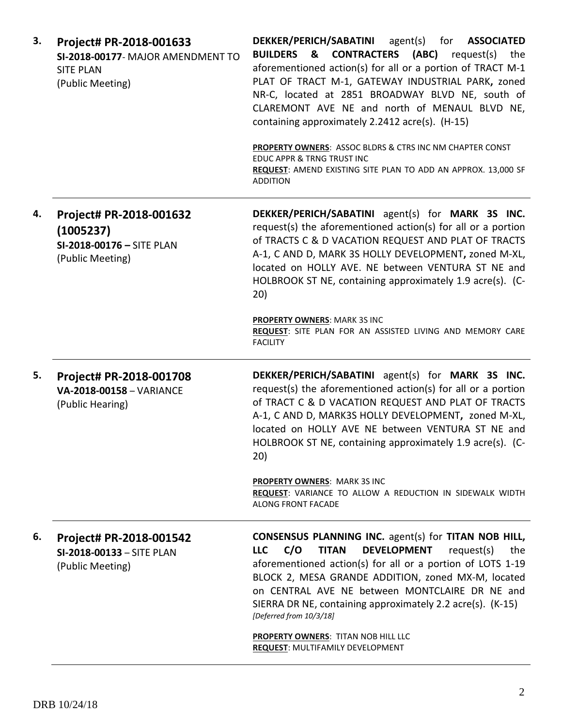**3.** **Project# PR-2018-001633**
**SI-2018-00177**- MAJOR AMENDMENT TO SITE PLAN
(Public Meeting)

**DEKKER/PERICH/SABATINI** agent(s) for **ASSOCIATED BUILDERS & CONTRACTERS (ABC)** request(s) the aforementioned action(s) for all or a portion of TRACT M-1 PLAT OF TRACT M-1, GATEWAY INDUSTRIAL PARK**,** zoned NR-C, located at 2851 BROADWAY BLVD NE, south of CLAREMONT AVE NE and north of MENAUL BLVD NE, containing approximately 2.2412 acre(s). (H-15)

**PROPERTY OWNERS**: ASSOC BLDRS & CTRS INC NM CHAPTER CONST EDUC APPR & TRNG TRUST INC
**REQUEST**: AMEND EXISTING SITE PLAN TO ADD AN APPROX. 13,000 SF ADDITION

---

**4.** **Project# PR-2018-001632 (1005237)**
**SI-2018-00176 –** SITE PLAN
(Public Meeting)

**DEKKER/PERICH/SABATINI** agent(s) for **MARK 3S INC.** request(s) the aforementioned action(s) for all or a portion of TRACTS C & D VACATION REQUEST AND PLAT OF TRACTS A-1, C AND D, MARK 3S HOLLY DEVELOPMENT**,** zoned M-XL, located on HOLLY AVE. NE between VENTURA ST NE and HOLBROOK ST NE, containing approximately 1.9 acre(s). (C-20)

**PROPERTY OWNERS**: MARK 3S INC
**REQUEST**: SITE PLAN FOR AN ASSISTED LIVING AND MEMORY CARE FACILITY

---

**5.** **Project# PR-2018-001708**
**VA-2018-00158** – VARIANCE
(Public Hearing)

**DEKKER/PERICH/SABATINI** agent(s) for **MARK 3S INC.** request(s) the aforementioned action(s) for all or a portion of TRACT C & D VACATION REQUEST AND PLAT OF TRACTS A-1, C AND D, MARK3S HOLLY DEVELOPMENT**,** zoned M-XL, located on HOLLY AVE NE between VENTURA ST NE and HOLBROOK ST NE, containing approximately 1.9 acre(s). (C-20)

**PROPERTY OWNERS**: MARK 3S INC
**REQUEST**: VARIANCE TO ALLOW A REDUCTION IN SIDEWALK WIDTH ALONG FRONT FACADE

---

**6.** **Project# PR-2018-001542**
**SI-2018-00133** – SITE PLAN
(Public Meeting)

**CONSENSUS PLANNING INC.** agent(s) for **TITAN NOB HILL, LLC C/O TITAN DEVELOPMENT** request(s) the aforementioned action(s) for all or a portion of LOTS 1-19 BLOCK 2, MESA GRANDE ADDITION, zoned MX-M, located on CENTRAL AVE NE between MONTCLAIRE DR NE and SIERRA DR NE, containing approximately 2.2 acre(s). (K-15) *[Deferred from 10/3/18]*

**PROPERTY OWNERS**: TITAN NOB HILL LLC
**REQUEST**: MULTIFAMILY DEVELOPMENT

---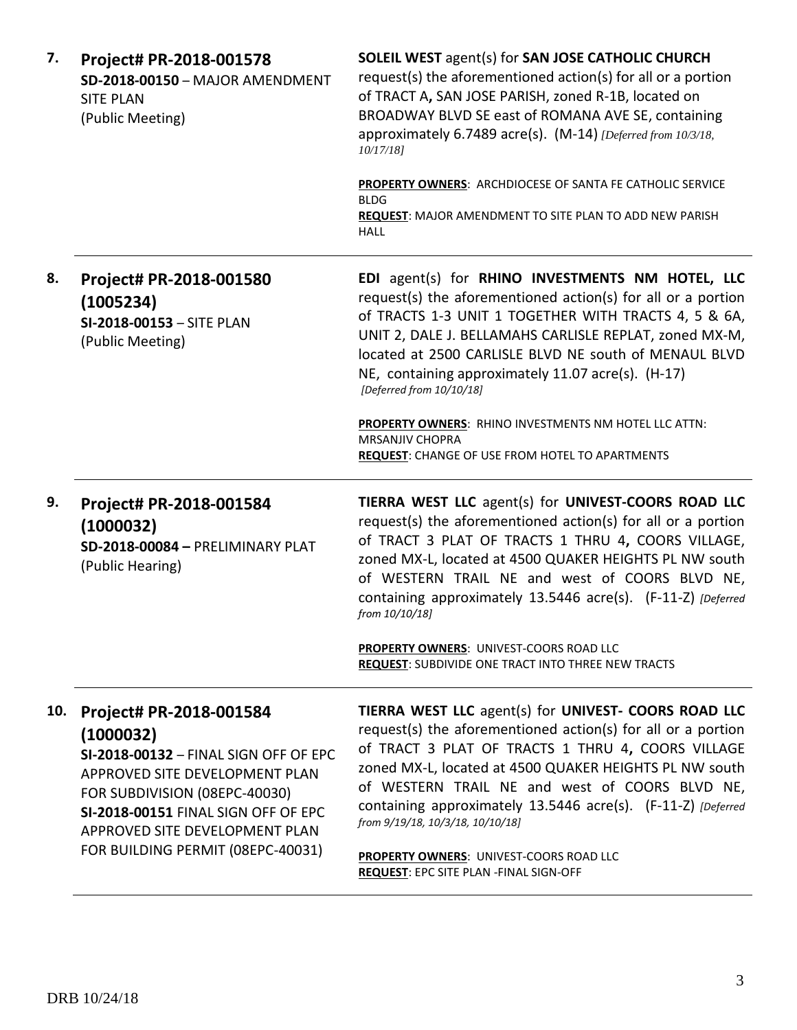**7. Project# PR-2018-001578**
**SD-2018-00150** – MAJOR AMENDMENT SITE PLAN
(Public Meeting)

**SOLEIL WEST** agent(s) for **SAN JOSE CATHOLIC CHURCH** request(s) the aforementioned action(s) for all or a portion of TRACT A**,** SAN JOSE PARISH, zoned R-1B, located on BROADWAY BLVD SE east of ROMANA AVE SE, containing approximately 6.7489 acre(s). (M-14) *[Deferred from 10/3/18, 10/17/18]*

**PROPERTY OWNERS**: ARCHDIOCESE OF SANTA FE CATHOLIC SERVICE BLDG
**REQUEST**: MAJOR AMENDMENT TO SITE PLAN TO ADD NEW PARISH HALL

---

**8. Project# PR-2018-001580 (1005234)**
**SI-2018-00153** – SITE PLAN
(Public Meeting)

**EDI** agent(s) for **RHINO INVESTMENTS NM HOTEL, LLC** request(s) the aforementioned action(s) for all or a portion of TRACTS 1-3 UNIT 1 TOGETHER WITH TRACTS 4, 5 & 6A, UNIT 2, DALE J. BELLAMAHS CARLISLE REPLAT, zoned MX-M, located at 2500 CARLISLE BLVD NE south of MENAUL BLVD NE, containing approximately 11.07 acre(s). (H-17) *[Deferred from 10/10/18]*

**PROPERTY OWNERS**: RHINO INVESTMENTS NM HOTEL LLC ATTN: MRSANJIV CHOPRA
**REQUEST**: CHANGE OF USE FROM HOTEL TO APARTMENTS

---

**9. Project# PR-2018-001584 (1000032)**
**SD-2018-00084 –** PRELIMINARY PLAT
(Public Hearing)

**TIERRA WEST LLC** agent(s) for **UNIVEST-COORS ROAD LLC** request(s) the aforementioned action(s) for all or a portion of TRACT 3 PLAT OF TRACTS 1 THRU 4**,** COORS VILLAGE, zoned MX-L, located at 4500 QUAKER HEIGHTS PL NW south of WESTERN TRAIL NE and west of COORS BLVD NE, containing approximately 13.5446 acre(s). (F-11-Z) *[Deferred from 10/10/18]*

**PROPERTY OWNERS**: UNIVEST-COORS ROAD LLC
**REQUEST**: SUBDIVIDE ONE TRACT INTO THREE NEW TRACTS

---

**10. Project# PR-2018-001584 (1000032)**
**SI-2018-00132** – FINAL SIGN OFF OF EPC APPROVED SITE DEVELOPMENT PLAN FOR SUBDIVISION (08EPC-40030)
**SI-2018-00151** FINAL SIGN OFF OF EPC APPROVED SITE DEVELOPMENT PLAN FOR BUILDING PERMIT (08EPC-40031)

**TIERRA WEST LLC** agent(s) for **UNIVEST- COORS ROAD LLC** request(s) the aforementioned action(s) for all or a portion of TRACT 3 PLAT OF TRACTS 1 THRU 4**,** COORS VILLAGE zoned MX-L, located at 4500 QUAKER HEIGHTS PL NW south of WESTERN TRAIL NE and west of COORS BLVD NE, containing approximately 13.5446 acre(s). (F-11-Z) *[Deferred from 9/19/18, 10/3/18, 10/10/18]*

**PROPERTY OWNERS**: UNIVEST-COORS ROAD LLC
**REQUEST**: EPC SITE PLAN -FINAL SIGN-OFF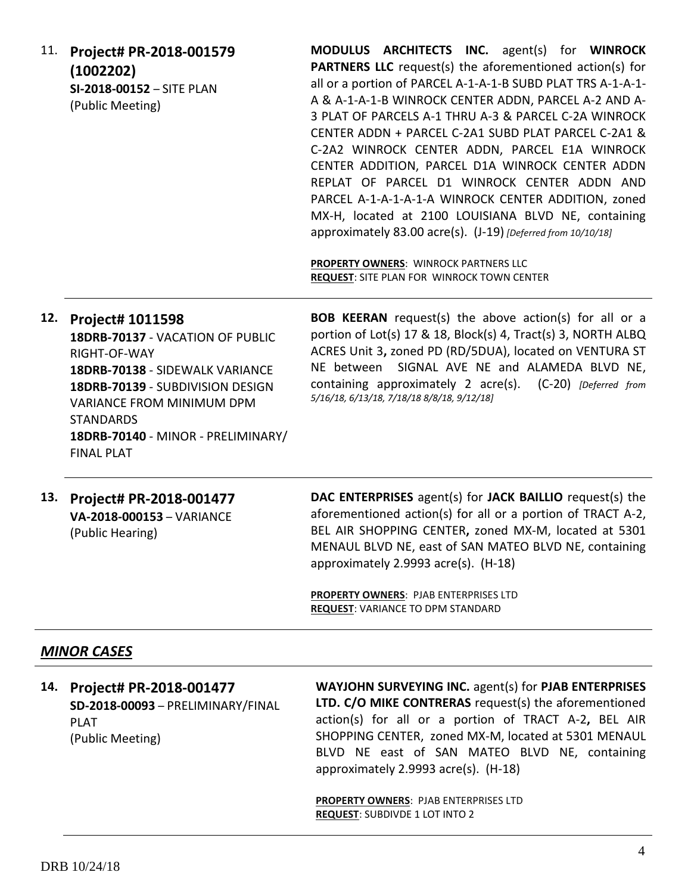11. **Project# PR-2018-001579 (1002202)**
**SI-2018-00152** – SITE PLAN
(Public Meeting)

**MODULUS ARCHITECTS INC.** agent(s) for **WINROCK PARTNERS LLC** request(s) the aforementioned action(s) for all or a portion of PARCEL A-1-A-1-B SUBD PLAT TRS A-1-A-1-A & A-1-A-1-B WINROCK CENTER ADDN, PARCEL A-2 AND A-3 PLAT OF PARCELS A-1 THRU A-3 & PARCEL C-2A WINROCK CENTER ADDN + PARCEL C-2A1 SUBD PLAT PARCEL C-2A1 & C-2A2 WINROCK CENTER ADDN, PARCEL E1A WINROCK CENTER ADDITION, PARCEL D1A WINROCK CENTER ADDN REPLAT OF PARCEL D1 WINROCK CENTER ADDN AND PARCEL A-1-A-1-A-1-A WINROCK CENTER ADDITION, zoned MX-H, located at 2100 LOUISIANA BLVD NE, containing approximately 83.00 acre(s). (J-19) *[Deferred from 10/10/18]*

**PROPERTY OWNERS**: WINROCK PARTNERS LLC
**REQUEST**: SITE PLAN FOR WINROCK TOWN CENTER

---

12. **Project# 1011598**
**18DRB-70137** - VACATION OF PUBLIC RIGHT-OF-WAY
**18DRB-70138** - SIDEWALK VARIANCE
**18DRB-70139** - SUBDIVISION DESIGN VARIANCE FROM MINIMUM DPM STANDARDS
**18DRB-70140** - MINOR - PRELIMINARY/ FINAL PLAT

**BOB KEERAN** request(s) the above action(s) for all or a portion of Lot(s) 17 & 18, Block(s) 4, Tract(s) 3, NORTH ALBQ ACRES Unit 3**,** zoned PD (RD/5DUA), located on VENTURA ST NE between SIGNAL AVE NE and ALAMEDA BLVD NE, containing approximately 2 acre(s). (C-20) *[Deferred from 5/16/18, 6/13/18, 7/18/18 8/8/18, 9/12/18]*

---

13. **Project# PR-2018-001477**
**VA-2018-000153** – VARIANCE
(Public Hearing)

**DAC ENTERPRISES** agent(s) for **JACK BAILLIO** request(s) the aforementioned action(s) for all or a portion of TRACT A-2, BEL AIR SHOPPING CENTER**,** zoned MX-M, located at 5301 MENAUL BLVD NE, east of SAN MATEO BLVD NE, containing approximately 2.9993 acre(s). (H-18)

**PROPERTY OWNERS**: PJAB ENTERPRISES LTD
**REQUEST**: VARIANCE TO DPM STANDARD

---

## ***MINOR CASES***

14. **Project# PR-2018-001477**
**SD-2018-00093** – PRELIMINARY/FINAL PLAT
(Public Meeting)

**WAYJOHN SURVEYING INC.** agent(s) for **PJAB ENTERPRISES LTD. C/O MIKE CONTRERAS** request(s) the aforementioned action(s) for all or a portion of TRACT A-2**,** BEL AIR SHOPPING CENTER, zoned MX-M, located at 5301 MENAUL BLVD NE east of SAN MATEO BLVD NE, containing approximately 2.9993 acre(s). (H-18)

**PROPERTY OWNERS**: PJAB ENTERPRISES LTD
**REQUEST**: SUBDIVDE 1 LOT INTO 2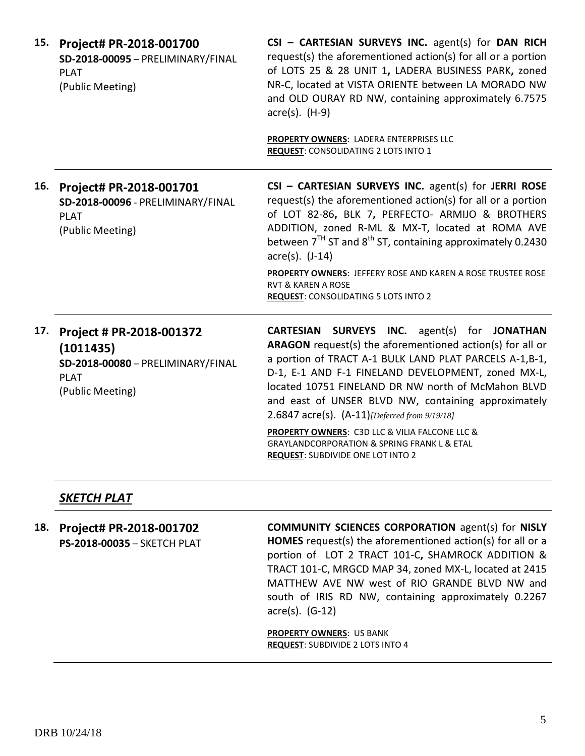**15. Project# PR-2018-001700**
**SD-2018-00095** – PRELIMINARY/FINAL PLAT
(Public Meeting)

**CSI – CARTESIAN SURVEYS INC.** agent(s) for **DAN RICH** request(s) the aforementioned action(s) for all or a portion of LOTS 25 & 28 UNIT 1**,** LADERA BUSINESS PARK**,** zoned NR-C, located at VISTA ORIENTE between LA MORADO NW and OLD OURAY RD NW, containing approximately 6.7575 acre(s). (H-9)

**PROPERTY OWNERS**: LADERA ENTERPRISES LLC
**REQUEST**: CONSOLIDATING 2 LOTS INTO 1

---

**16. Project# PR-2018-001701**
**SD-2018-00096** - PRELIMINARY/FINAL PLAT
(Public Meeting)

**CSI – CARTESIAN SURVEYS INC.** agent(s) for **JERRI ROSE** request(s) the aforementioned action(s) for all or a portion of LOT 82-86**,** BLK 7**,** PERFECTO- ARMIJO & BROTHERS ADDITION, zoned R-ML & MX-T, located at ROMA AVE between 7TH ST and 8th ST, containing approximately 0.2430 acre(s). (J-14)

**PROPERTY OWNERS**: JEFFERY ROSE AND KAREN A ROSE TRUSTEE ROSE RVT & KAREN A ROSE
**REQUEST**: CONSOLIDATING 5 LOTS INTO 2

---

**17. Project # PR-2018-001372 (1011435)**
**SD-2018-00080** – PRELIMINARY/FINAL PLAT
(Public Meeting)

**CARTESIAN SURVEYS INC.** agent(s) for **JONATHAN ARAGON** request(s) the aforementioned action(s) for all or a portion of TRACT A-1 BULK LAND PLAT PARCELS A-1,B-1, D-1, E-1 AND F-1 FINELAND DEVELOPMENT, zoned MX-L, located 10751 FINELAND DR NW north of McMahon BLVD and east of UNSER BLVD NW, containing approximately 2.6847 acre(s). (A-11)*[Deferred from 9/19/18]*

**PROPERTY OWNERS**: C3D LLC & VILIA FALCONE LLC & GRAYLANDCORPORATION & SPRING FRANK L & ETAL
**REQUEST**: SUBDIVIDE ONE LOT INTO 2

---

## ***SKETCH PLAT***

**18. Project# PR-2018-001702**
**PS-2018-00035** – SKETCH PLAT

**COMMUNITY SCIENCES CORPORATION** agent(s) for **NISLY HOMES** request(s) the aforementioned action(s) for all or a portion of LOT 2 TRACT 101-C**,** SHAMROCK ADDITION & TRACT 101-C, MRGCD MAP 34, zoned MX-L, located at 2415 MATTHEW AVE NW west of RIO GRANDE BLVD NW and south of IRIS RD NW, containing approximately 0.2267 acre(s). (G-12)

**PROPERTY OWNERS**: US BANK
**REQUEST**: SUBDIVIDE 2 LOTS INTO 4

DRB 10/24/18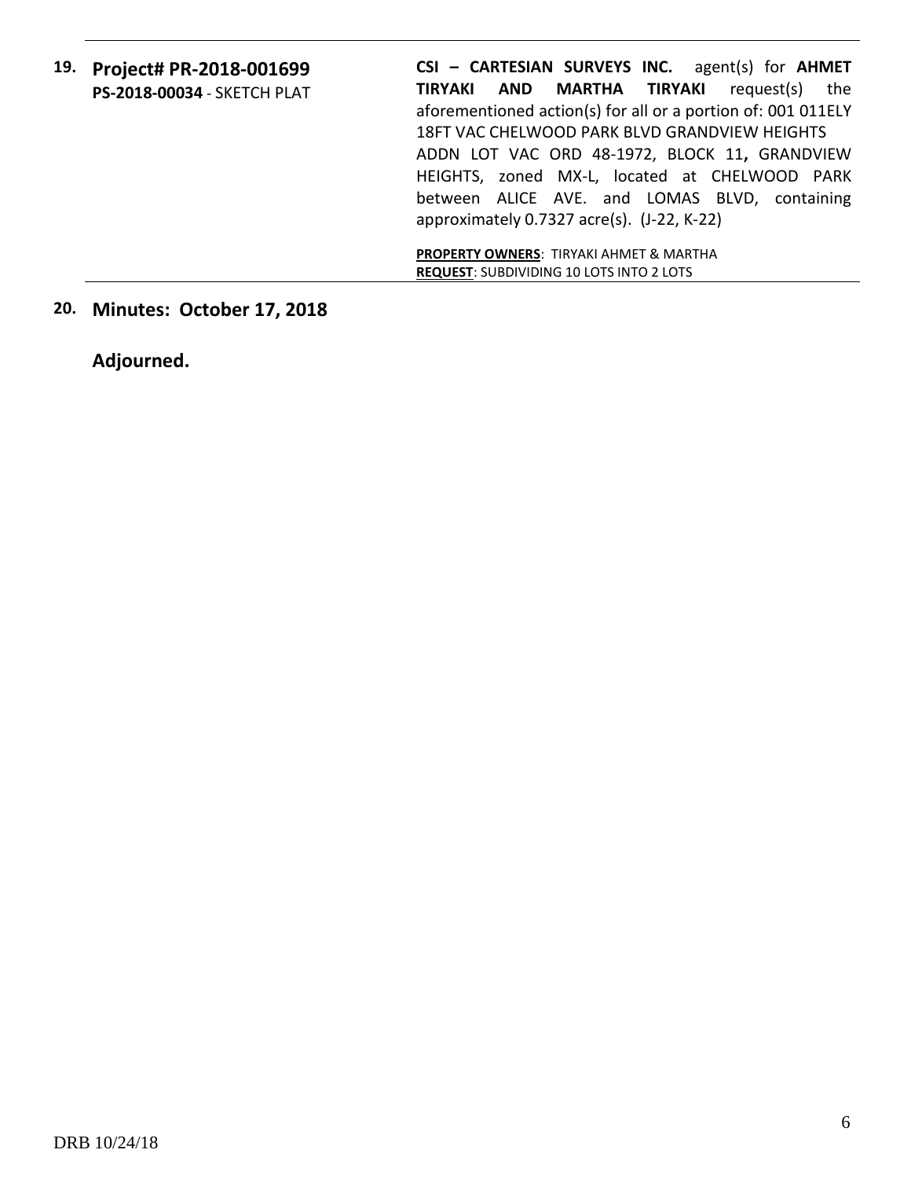| | |
|---|---|
| **19. Project# PR-2018-001699**<br>**PS-2018-00034** - SKETCH PLAT | **CSI – CARTESIAN SURVEYS INC.** agent(s) for **AHMET TIRYAKI AND MARTHA TIRYAKI** request(s) the aforementioned action(s) for all or a portion of: 001 011ELY 18FT VAC CHELWOOD PARK BLVD GRANDVIEW HEIGHTS ADDN LOT VAC ORD 48-1972, BLOCK 11**,** GRANDVIEW HEIGHTS, zoned MX-L, located at CHELWOOD PARK between ALICE AVE. and LOMAS BLVD, containing approximately 0.7327 acre(s). (J-22, K-22)<br><br>**PROPERTY OWNERS**: TIRYAKI AHMET & MARTHA<br>**REQUEST**: SUBDIVIDING 10 LOTS INTO 2 LOTS |

**20. Minutes: October 17, 2018**

**Adjourned.**